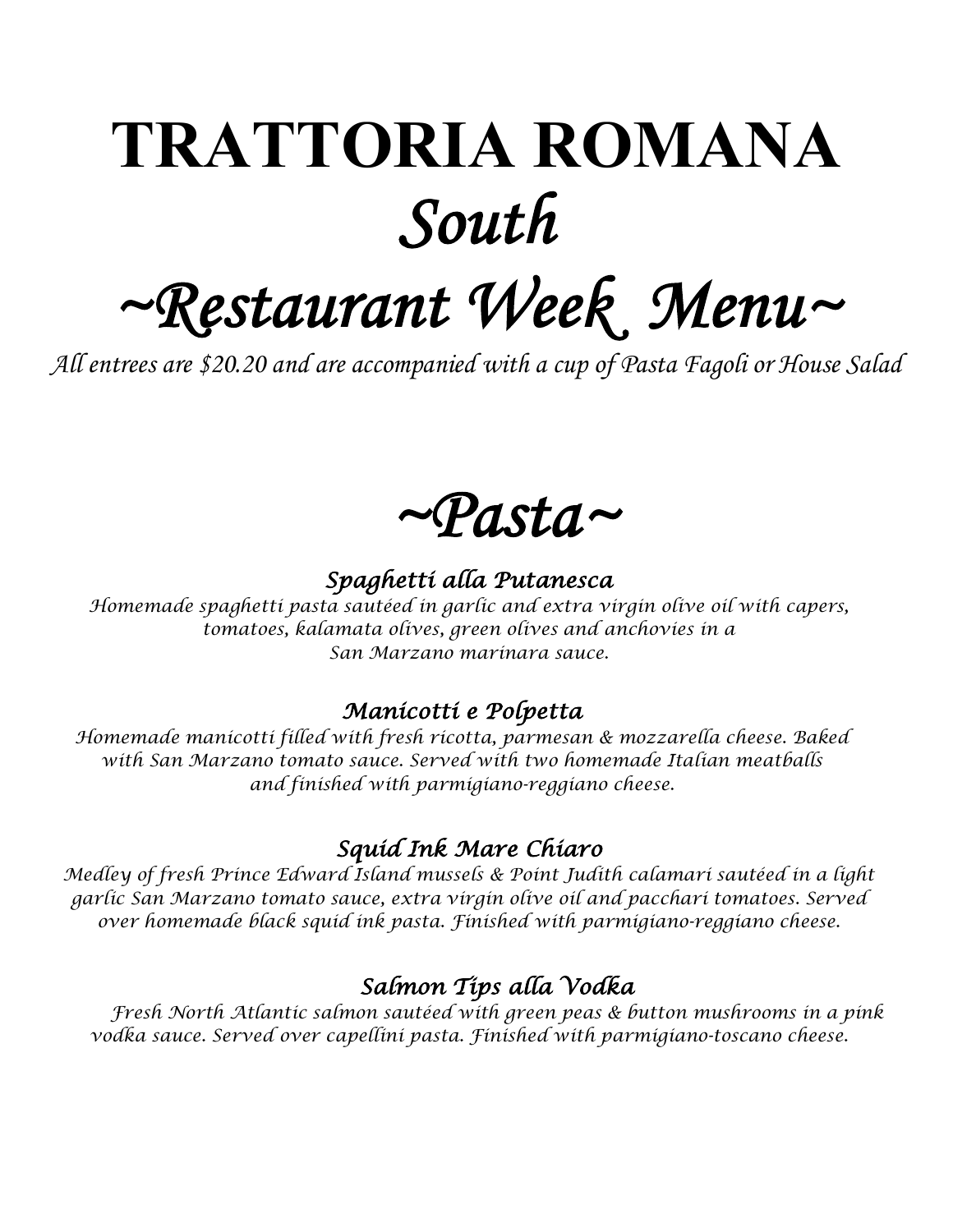# TRATTORIA ROMANA

# *South*

# *~Restaurant Week Menu~*

*All entrees are $20.20 and are accompanied with a cup of Pasta Fagoli or House Salad*

## *~Pasta~*

### *Spaghetti alla Putanesca*

*Homemade spaghetti pasta sautéed in garlic and extra virgin olive oil with capers, tomatoes, kalamata olives, green olives and anchovies in a San Marzano marinara sauce.*

### *Manicotti e Polpetta*

*Homemade manicotti filled with fresh ricotta, parmesan & mozzarella cheese. Baked with San Marzano tomato sauce. Served with two homemade Italian meatballs and finished with parmigiano-reggiano cheese.*

### *Squid Ink Mare Chiaro*

*Medley of fresh Prince Edward Island mussels & Point Judith calamari sautéed in a light garlic San Marzano tomato sauce, extra virgin olive oil and pacchari tomatoes. Served over homemade black squid ink pasta. Finished with parmigiano-reggiano cheese.*

### *Salmon Tips alla Vodka*

*Fresh North Atlantic salmon sautéed with green peas & button mushrooms in a pink vodka sauce. Served over capellini pasta. Finished with parmigiano-toscano cheese.*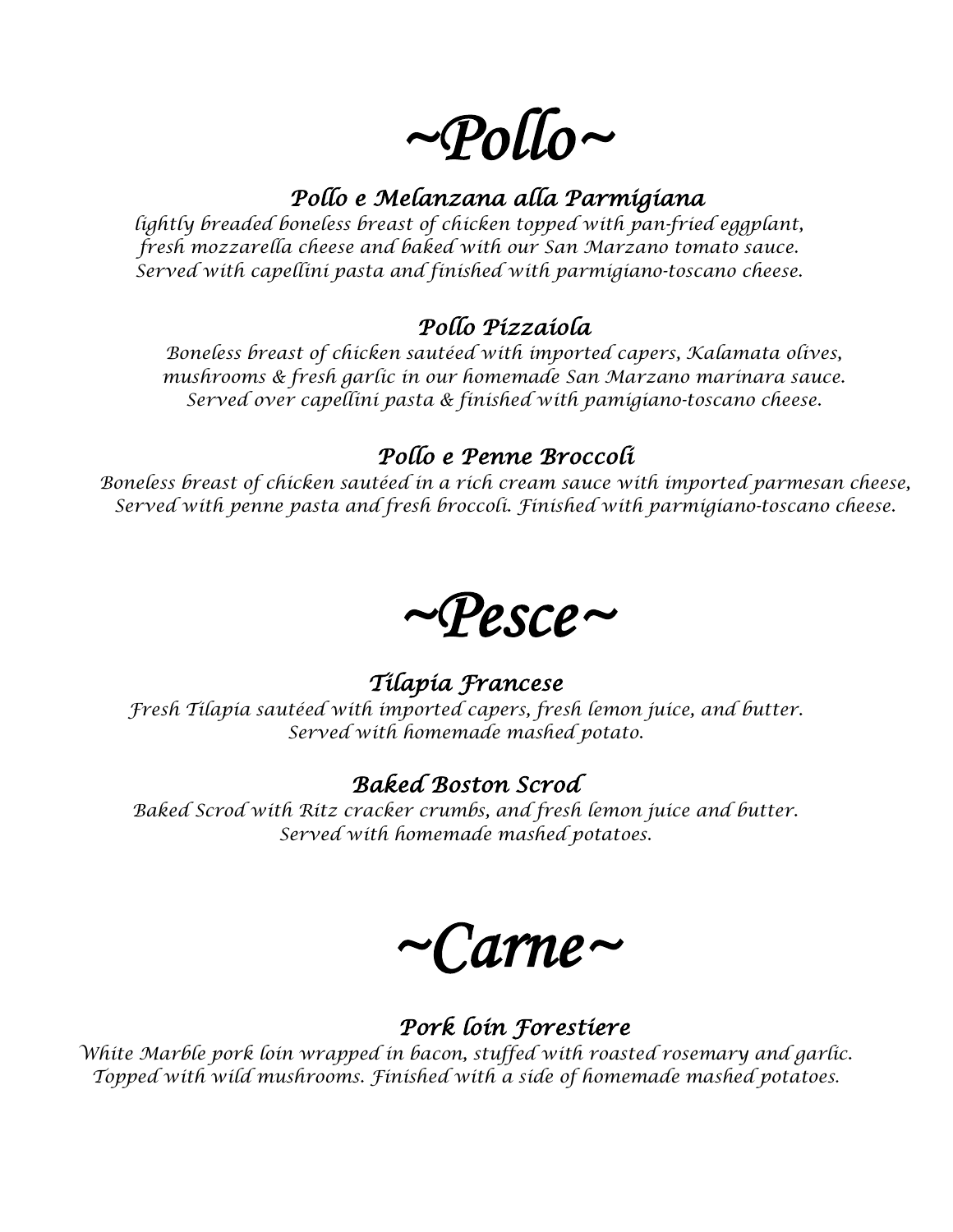# ~Pollo~

### Pollo e Melanzana alla Parmigiana

lightly breaded boneless breast of chicken topped with pan-fried eggplant, fresh mozzarella cheese and baked with our San Marzano tomato sauce. Served with capellini pasta and finished with parmigiano-toscano cheese.

### Pollo Pizzaiola

Boneless breast of chicken sautéed with imported capers, Kalamata olives, mushrooms & fresh garlic in our homemade San Marzano marinara sauce. Served over capellini pasta & finished with pamigiano-toscano cheese.

### Pollo e Penne Broccoli

Boneless breast of chicken sautéed in a rich cream sauce with imported parmesan cheese, Served with penne pasta and fresh broccoli. Finished with parmigiano-toscano cheese.

# ~Pesce~

### Tilapia Francese

Fresh Tilapia sautéed with imported capers, fresh lemon juice, and butter. Served with homemade mashed potato.

### Baked Boston Scrod

Baked Scrod with Ritz cracker crumbs, and fresh lemon juice and butter. Served with homemade mashed potatoes.

# ~Carne~

### Pork loin Forestiere

White Marble pork loin wrapped in bacon, stuffed with roasted rosemary and garlic. Topped with wild mushrooms. Finished with a side of homemade mashed potatoes.